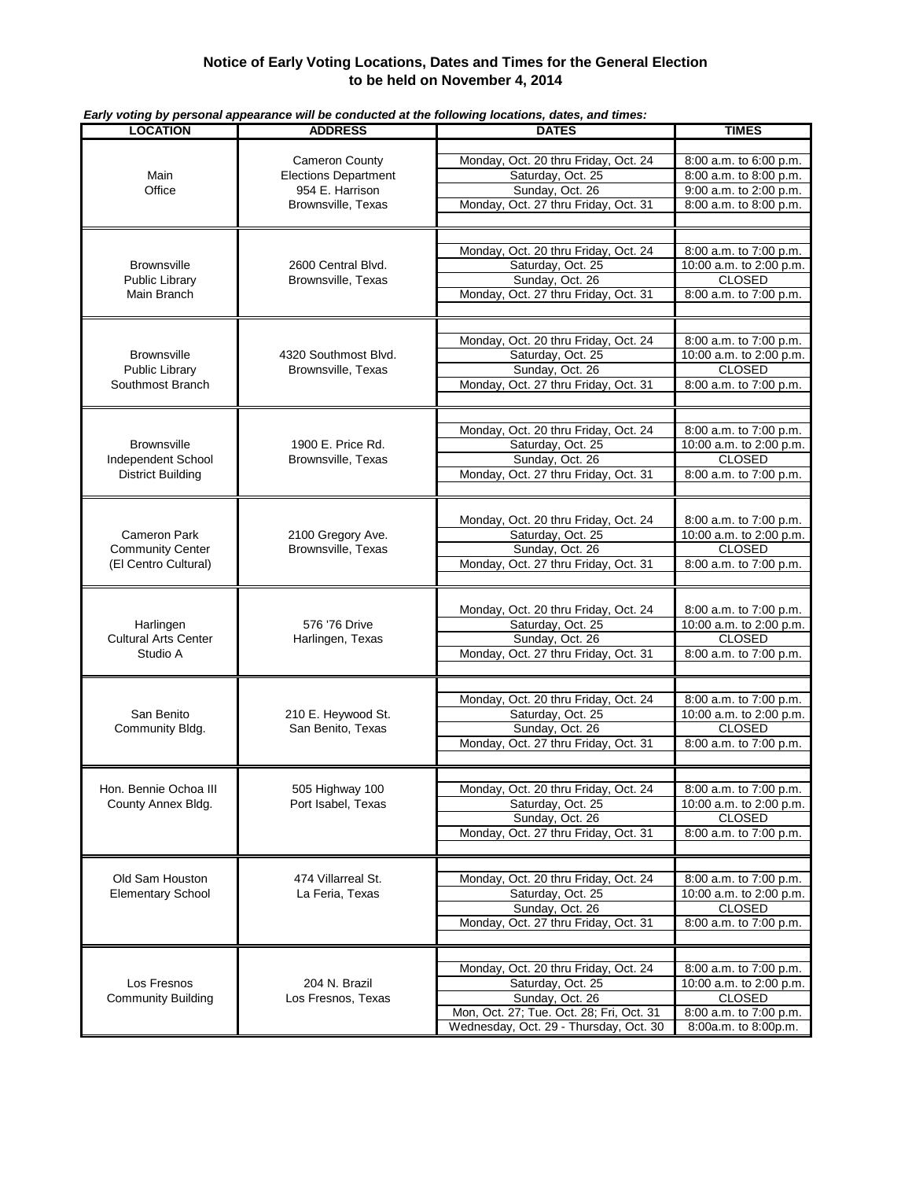**Notice of Early Voting Locations, Dates and Times for the General Election to be held on November 4, 2014**

***Early voting by personal appearance will be conducted at the following locations, dates, and times:***

| LOCATION | ADDRESS | DATES | TIMES |
|---|---|---|---|
| Main Office | Cameron County Elections Department 954 E. Harrison Brownsville, Texas | Monday, Oct. 20 thru Friday, Oct. 24 | 8:00 a.m. to 6:00 p.m. |
| | | Saturday, Oct. 25 | 8:00 a.m. to 8:00 p.m. |
| | | Sunday, Oct. 26 | 9:00 a.m. to 2:00 p.m. |
| | | Monday, Oct. 27 thru Friday, Oct. 31 | 8:00 a.m. to 8:00 p.m. |
| Brownsville Public Library Main Branch | 2600 Central Blvd. Brownsville, Texas | Monday, Oct. 20 thru Friday, Oct. 24 | 8:00 a.m. to 7:00 p.m. |
| | | Saturday, Oct. 25 | 10:00 a.m. to 2:00 p.m. |
| | | Sunday, Oct. 26 | CLOSED |
| | | Monday, Oct. 27 thru Friday, Oct. 31 | 8:00 a.m. to 7:00 p.m. |
| Brownsville Public Library Southmost Branch | 4320 Southmost Blvd. Brownsville, Texas | Monday, Oct. 20 thru Friday, Oct. 24 | 8:00 a.m. to 7:00 p.m. |
| | | Saturday, Oct. 25 | 10:00 a.m. to 2:00 p.m. |
| | | Sunday, Oct. 26 | CLOSED |
| | | Monday, Oct. 27 thru Friday, Oct. 31 | 8:00 a.m. to 7:00 p.m. |
| Brownsville Independent School District Building | 1900 E. Price Rd. Brownsville, Texas | Monday, Oct. 20 thru Friday, Oct. 24 | 8:00 a.m. to 7:00 p.m. |
| | | Saturday, Oct. 25 | 10:00 a.m. to 2:00 p.m. |
| | | Sunday, Oct. 26 | CLOSED |
| | | Monday, Oct. 27 thru Friday, Oct. 31 | 8:00 a.m. to 7:00 p.m. |
| Cameron Park Community Center (El Centro Cultural) | 2100 Gregory Ave. Brownsville, Texas | Monday, Oct. 20 thru Friday, Oct. 24 | 8:00 a.m. to 7:00 p.m. |
| | | Saturday, Oct. 25 | 10:00 a.m. to 2:00 p.m. |
| | | Sunday, Oct. 26 | CLOSED |
| | | Monday, Oct. 27 thru Friday, Oct. 31 | 8:00 a.m. to 7:00 p.m. |
| Harlingen Cultural Arts Center Studio A | 576 '76 Drive Harlingen, Texas | Monday, Oct. 20 thru Friday, Oct. 24 | 8:00 a.m. to 7:00 p.m. |
| | | Saturday, Oct. 25 | 10:00 a.m. to 2:00 p.m. |
| | | Sunday, Oct. 26 | CLOSED |
| | | Monday, Oct. 27 thru Friday, Oct. 31 | 8:00 a.m. to 7:00 p.m. |
| San Benito Community Bldg. | 210 E. Heywood St. San Benito, Texas | Monday, Oct. 20 thru Friday, Oct. 24 | 8:00 a.m. to 7:00 p.m. |
| | | Saturday, Oct. 25 | 10:00 a.m. to 2:00 p.m. |
| | | Sunday, Oct. 26 | CLOSED |
| | | Monday, Oct. 27 thru Friday, Oct. 31 | 8:00 a.m. to 7:00 p.m. |
| Hon. Bennie Ochoa III County Annex Bldg. | 505 Highway 100 Port Isabel, Texas | Monday, Oct. 20 thru Friday, Oct. 24 | 8:00 a.m. to 7:00 p.m. |
| | | Saturday, Oct. 25 | 10:00 a.m. to 2:00 p.m. |
| | | Sunday, Oct. 26 | CLOSED |
| | | Monday, Oct. 27 thru Friday, Oct. 31 | 8:00 a.m. to 7:00 p.m. |
| Old Sam Houston Elementary School | 474 Villarreal St. La Feria, Texas | Monday, Oct. 20 thru Friday, Oct. 24 | 8:00 a.m. to 7:00 p.m. |
| | | Saturday, Oct. 25 | 10:00 a.m. to 2:00 p.m. |
| | | Sunday, Oct. 26 | CLOSED |
| | | Monday, Oct. 27 thru Friday, Oct. 31 | 8:00 a.m. to 7:00 p.m. |
| Los Fresnos Community Building | 204 N. Brazil Los Fresnos, Texas | Monday, Oct. 20 thru Friday, Oct. 24 | 8:00 a.m. to 7:00 p.m. |
| | | Saturday, Oct. 25 | 10:00 a.m. to 2:00 p.m. |
| | | Sunday, Oct. 26 | CLOSED |
| | | Mon, Oct. 27; Tue. Oct. 28; Fri, Oct. 31 | 8:00 a.m. to 7:00 p.m. |
| | | Wednesday, Oct. 29 - Thursday, Oct. 30 | 8:00a.m. to 8:00p.m. |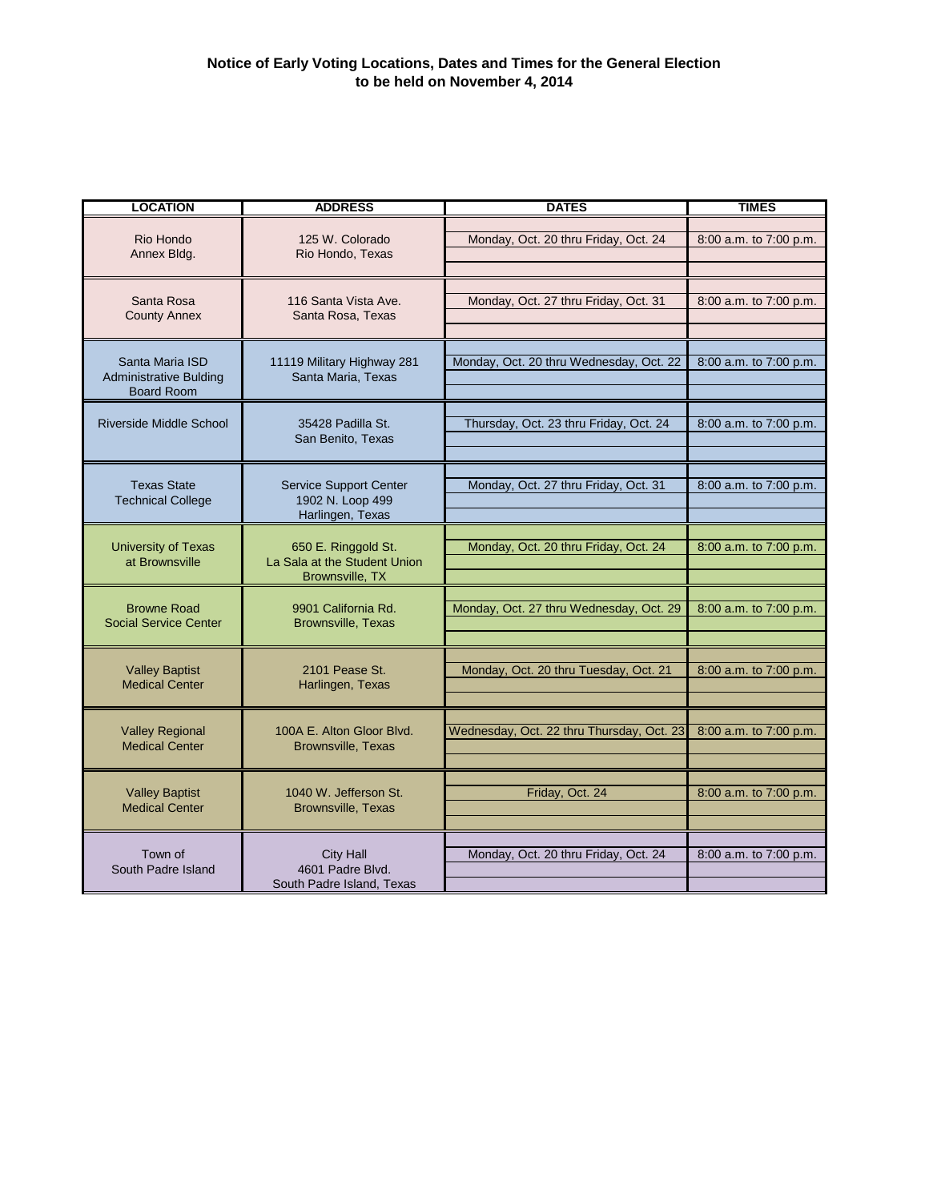**Notice of Early Voting Locations, Dates and Times for the General Election to be held on November 4, 2014**

| LOCATION | ADDRESS | DATES | TIMES |
| --- | --- | --- | --- |
| Rio Hondo Annex Bldg. | 125 W. Colorado Rio Hondo, Texas | Monday, Oct. 20 thru Friday, Oct. 24 | 8:00 a.m. to 7:00 p.m. |
| Santa Rosa County Annex | 116 Santa Vista Ave. Santa Rosa, Texas | Monday, Oct. 27 thru Friday, Oct. 31 | 8:00 a.m. to 7:00 p.m. |
| Santa Maria ISD Administrative Bulding Board Room | 11119 Military Highway 281 Santa Maria, Texas | Monday, Oct. 20 thru Wednesday, Oct. 22 | 8:00 a.m. to 7:00 p.m. |
| Riverside Middle School | 35428 Padilla St. San Benito, Texas | Thursday, Oct. 23 thru Friday, Oct. 24 | 8:00 a.m. to 7:00 p.m. |
| Texas State Technical College | Service Support Center 1902 N. Loop 499 Harlingen, Texas | Monday, Oct. 27 thru Friday, Oct. 31 | 8:00 a.m. to 7:00 p.m. |
| University of Texas at Brownsville | 650 E. Ringgold St. La Sala at the Student Union Brownsville, TX | Monday, Oct. 20 thru Friday, Oct. 24 | 8:00 a.m. to 7:00 p.m. |
| Browne Road Social Service Center | 9901 California Rd. Brownsville, Texas | Monday, Oct. 27 thru Wednesday, Oct. 29 | 8:00 a.m. to 7:00 p.m. |
| Valley Baptist Medical Center | 2101 Pease St. Harlingen, Texas | Monday, Oct. 20 thru Tuesday, Oct. 21 | 8:00 a.m. to 7:00 p.m. |
| Valley Regional Medical Center | 100A E. Alton Gloor Blvd. Brownsville, Texas | Wednesday, Oct. 22 thru Thursday, Oct. 23 | 8:00 a.m. to 7:00 p.m. |
| Valley Baptist Medical Center | 1040 W. Jefferson St. Brownsville, Texas | Friday, Oct. 24 | 8:00 a.m. to 7:00 p.m. |
| Town of South Padre Island | City Hall 4601 Padre Blvd. South Padre Island, Texas | Monday, Oct. 20 thru Friday, Oct. 24 | 8:00 a.m. to 7:00 p.m. |